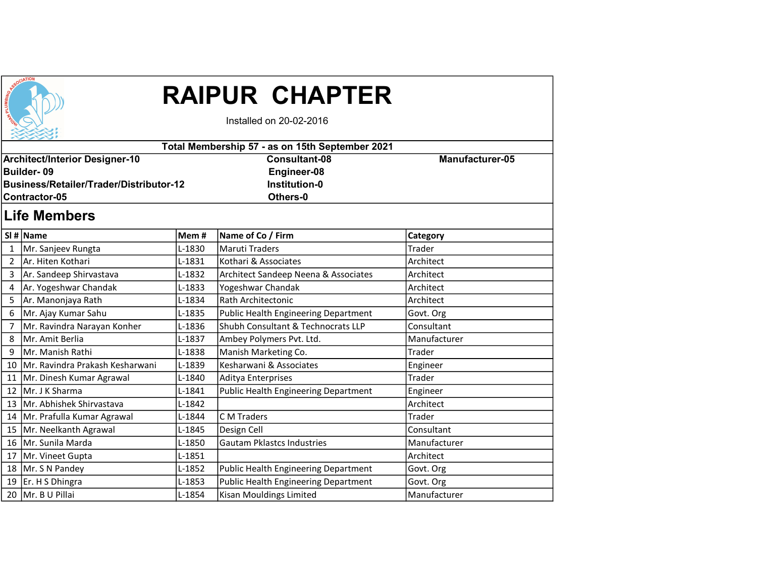# RAIPUR CHAPTER

Installed on 20-02-2016

**Total Membership 57 - as on 15th September 2021**

**Architect/Interior Designer-10**
**Builder- 09**
**Business/Retailer/Trader/Distributor-12**
**Contractor-05**

**Consultant-08**
**Engineer-08**
**Institution-0**
**Others-0**

**Manufacturer-05**

## Life Members

| Sl # | Name | Mem # | Name of Co / Firm | Category |
|---|---|---|---|---|
| 1 | Mr. Sanjeev Rungta | L-1830 | Maruti Traders | Trader |
| 2 | Ar. Hiten Kothari | L-1831 | Kothari & Associates | Architect |
| 3 | Ar. Sandeep Shirvastava | L-1832 | Architect Sandeep Neena & Associates | Architect |
| 4 | Ar. Yogeshwar Chandak | L-1833 | Yogeshwar Chandak | Architect |
| 5 | Ar. Manonjaya Rath | L-1834 | Rath Architectonic | Architect |
| 6 | Mr. Ajay Kumar Sahu | L-1835 | Public Health Engineering Department | Govt. Org |
| 7 | Mr. Ravindra Narayan Konher | L-1836 | Shubh Consultant & Technocrats LLP | Consultant |
| 8 | Mr. Amit Berlia | L-1837 | Ambey Polymers Pvt. Ltd. | Manufacturer |
| 9 | Mr. Manish Rathi | L-1838 | Manish Marketing Co. | Trader |
| 10 | Mr. Ravindra Prakash Kesharwani | L-1839 | Kesharwani & Associates | Engineer |
| 11 | Mr. Dinesh Kumar Agrawal | L-1840 | Aditya Enterprises | Trader |
| 12 | Mr. J K Sharma | L-1841 | Public Health Engineering Department | Engineer |
| 13 | Mr. Abhishek Shirvastava | L-1842 | | Architect |
| 14 | Mr. Prafulla Kumar Agrawal | L-1844 | C M Traders | Trader |
| 15 | Mr. Neelkanth Agrawal | L-1845 | Design Cell | Consultant |
| 16 | Mr. Sunila Marda | L-1850 | Gautam Pklastcs Industries | Manufacturer |
| 17 | Mr. Vineet Gupta | L-1851 | | Architect |
| 18 | Mr. S N Pandey | L-1852 | Public Health Engineering Department | Govt. Org |
| 19 | Er. H S Dhingra | L-1853 | Public Health Engineering Department | Govt. Org |
| 20 | Mr. B U Pillai | L-1854 | Kisan Mouldings Limited | Manufacturer |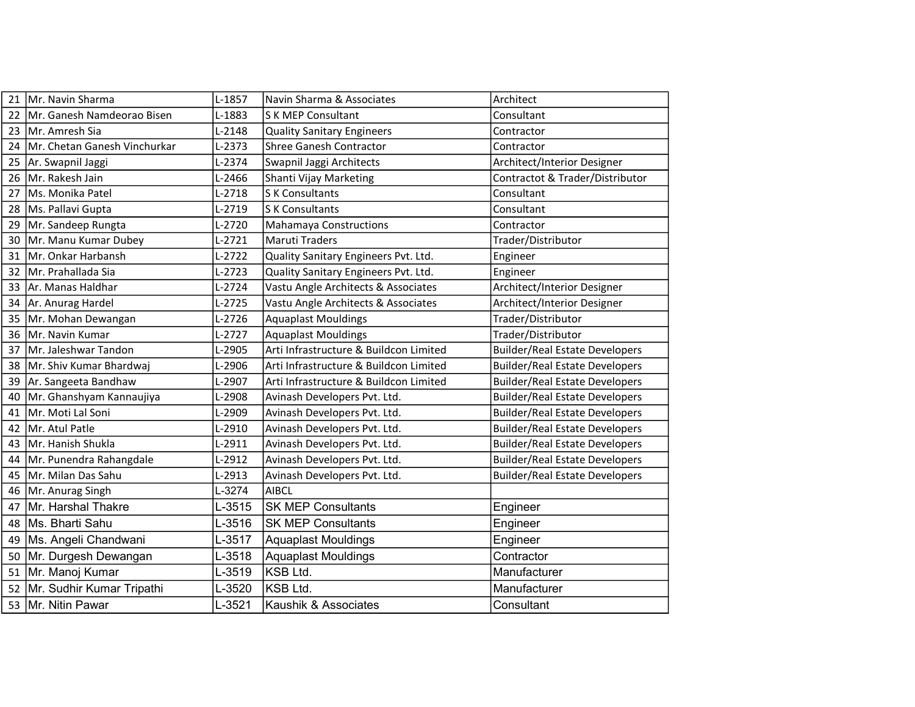| 21 | Mr. Navin Sharma | L-1857 | Navin Sharma & Associates | Architect |
|---|---|---|---|---|
| 22 | Mr. Ganesh Namdeorao Bisen | L-1883 | S K MEP Consultant | Consultant |
| 23 | Mr. Amresh Sia | L-2148 | Quality Sanitary Engineers | Contractor |
| 24 | Mr. Chetan Ganesh Vinchurkar | L-2373 | Shree Ganesh Contractor | Contractor |
| 25 | Ar. Swapnil Jaggi | L-2374 | Swapnil Jaggi Architects | Architect/Interior Designer |
| 26 | Mr. Rakesh Jain | L-2466 | Shanti Vijay Marketing | Contractot & Trader/Distributor |
| 27 | Ms. Monika Patel | L-2718 | S K Consultants | Consultant |
| 28 | Ms. Pallavi Gupta | L-2719 | S K Consultants | Consultant |
| 29 | Mr. Sandeep Rungta | L-2720 | Mahamaya Constructions | Contractor |
| 30 | Mr. Manu Kumar Dubey | L-2721 | Maruti Traders | Trader/Distributor |
| 31 | Mr. Onkar Harbansh | L-2722 | Quality Sanitary Engineers Pvt. Ltd. | Engineer |
| 32 | Mr. Prahallada Sia | L-2723 | Quality Sanitary Engineers Pvt. Ltd. | Engineer |
| 33 | Ar. Manas Haldhar | L-2724 | Vastu Angle Architects & Associates | Architect/Interior Designer |
| 34 | Ar. Anurag Hardel | L-2725 | Vastu Angle Architects & Associates | Architect/Interior Designer |
| 35 | Mr. Mohan Dewangan | L-2726 | Aquaplast Mouldings | Trader/Distributor |
| 36 | Mr. Navin Kumar | L-2727 | Aquaplast Mouldings | Trader/Distributor |
| 37 | Mr. Jaleshwar Tandon | L-2905 | Arti Infrastructure & Buildcon Limited | Builder/Real Estate Developers |
| 38 | Mr. Shiv Kumar Bhardwaj | L-2906 | Arti Infrastructure & Buildcon Limited | Builder/Real Estate Developers |
| 39 | Ar. Sangeeta Bandhaw | L-2907 | Arti Infrastructure & Buildcon Limited | Builder/Real Estate Developers |
| 40 | Mr. Ghanshyam Kannaujiya | L-2908 | Avinash Developers Pvt. Ltd. | Builder/Real Estate Developers |
| 41 | Mr. Moti Lal Soni | L-2909 | Avinash Developers Pvt. Ltd. | Builder/Real Estate Developers |
| 42 | Mr. Atul Patle | L-2910 | Avinash Developers Pvt. Ltd. | Builder/Real Estate Developers |
| 43 | Mr. Hanish Shukla | L-2911 | Avinash Developers Pvt. Ltd. | Builder/Real Estate Developers |
| 44 | Mr. Punendra Rahangdale | L-2912 | Avinash Developers Pvt. Ltd. | Builder/Real Estate Developers |
| 45 | Mr. Milan Das Sahu | L-2913 | Avinash Developers Pvt. Ltd. | Builder/Real Estate Developers |
| 46 | Mr. Anurag Singh | L-3274 | AIBCL | |
| 47 | Mr. Harshal Thakre | L-3515 | SK MEP Consultants | Engineer |
| 48 | Ms. Bharti Sahu | L-3516 | SK MEP Consultants | Engineer |
| 49 | Ms. Angeli Chandwani | L-3517 | Aquaplast Mouldings | Engineer |
| 50 | Mr. Durgesh Dewangan | L-3518 | Aquaplast Mouldings | Contractor |
| 51 | Mr. Manoj Kumar | L-3519 | KSB Ltd. | Manufacturer |
| 52 | Mr. Sudhir Kumar Tripathi | L-3520 | KSB Ltd. | Manufacturer |
| 53 | Mr. Nitin Pawar | L-3521 | Kaushik & Associates | Consultant |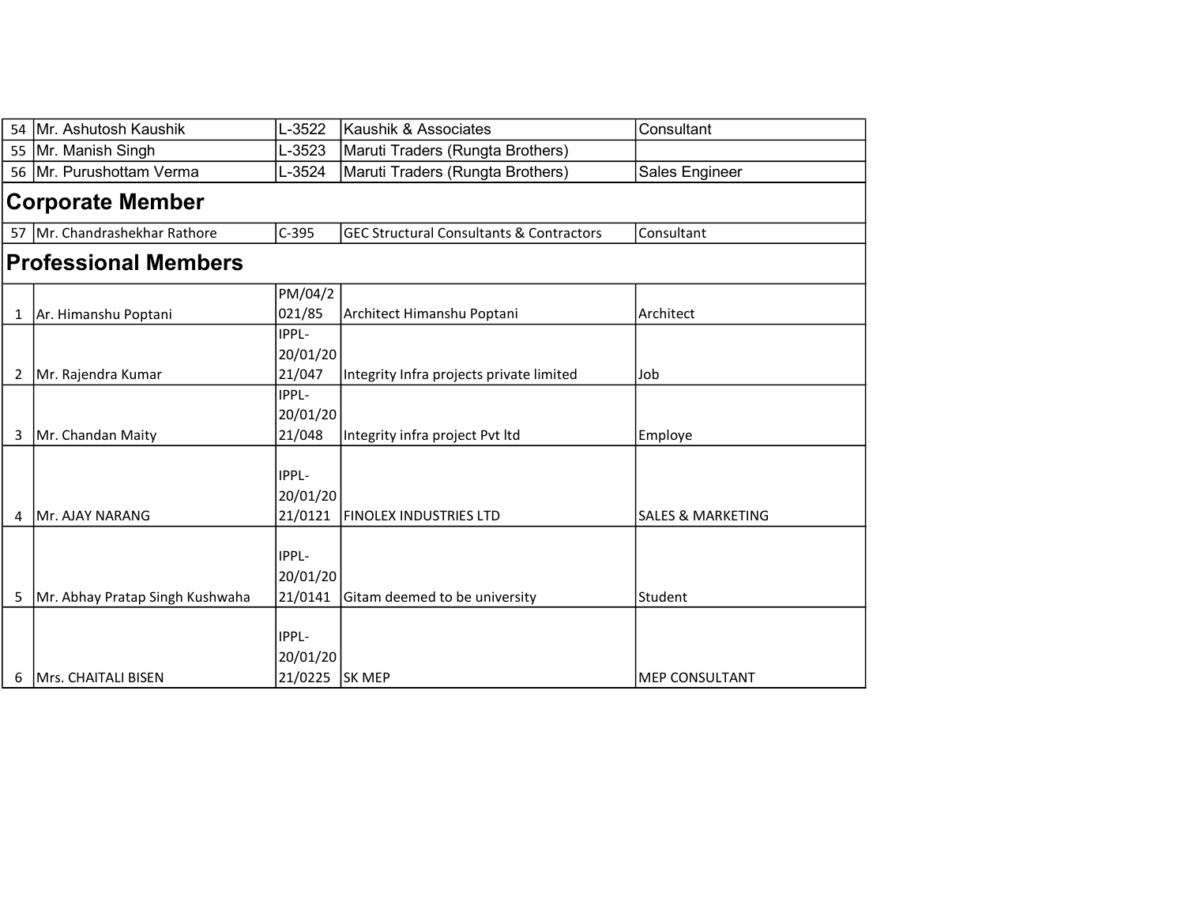| | | | | |
|---|---|---|---|---|
| 54 | Mr. Ashutosh Kaushik | L-3522 | Kaushik & Associates | Consultant |
| 55 | Mr. Manish Singh | L-3523 | Maruti Traders (Rungta Brothers) | |
| 56 | Mr. Purushottam Verma | L-3524 | Maruti Traders (Rungta Brothers) | Sales Engineer |

## Corporate Member

| | | | | |
|---|---|---|---|---|
| 57 | Mr. Chandrashekhar Rathore | C-395 | GEC Structural Consultants & Contractors | Consultant |

## Professional Members

| | | | | |
|---|---|---|---|---|
| 1 | Ar. Himanshu Poptani | PM/04/2021/85 | Architect Himanshu Poptani | Architect |
| 2 | Mr. Rajendra Kumar | IPPL-20/01/2021/047 | Integrity Infra projects private limited | Job |
| 3 | Mr. Chandan Maity | IPPL-20/01/2021/048 | Integrity infra project Pvt ltd | Employe |
| 4 | Mr. AJAY NARANG | IPPL-20/01/2021/0121 | FINOLEX INDUSTRIES LTD | SALES & MARKETING |
| 5 | Mr. Abhay Pratap Singh Kushwaha | IPPL-20/01/2021/0141 | Gitam deemed to be university | Student |
| 6 | Mrs. CHAITALI BISEN | IPPL-20/01/2021/0225 | SK MEP | MEP CONSULTANT |